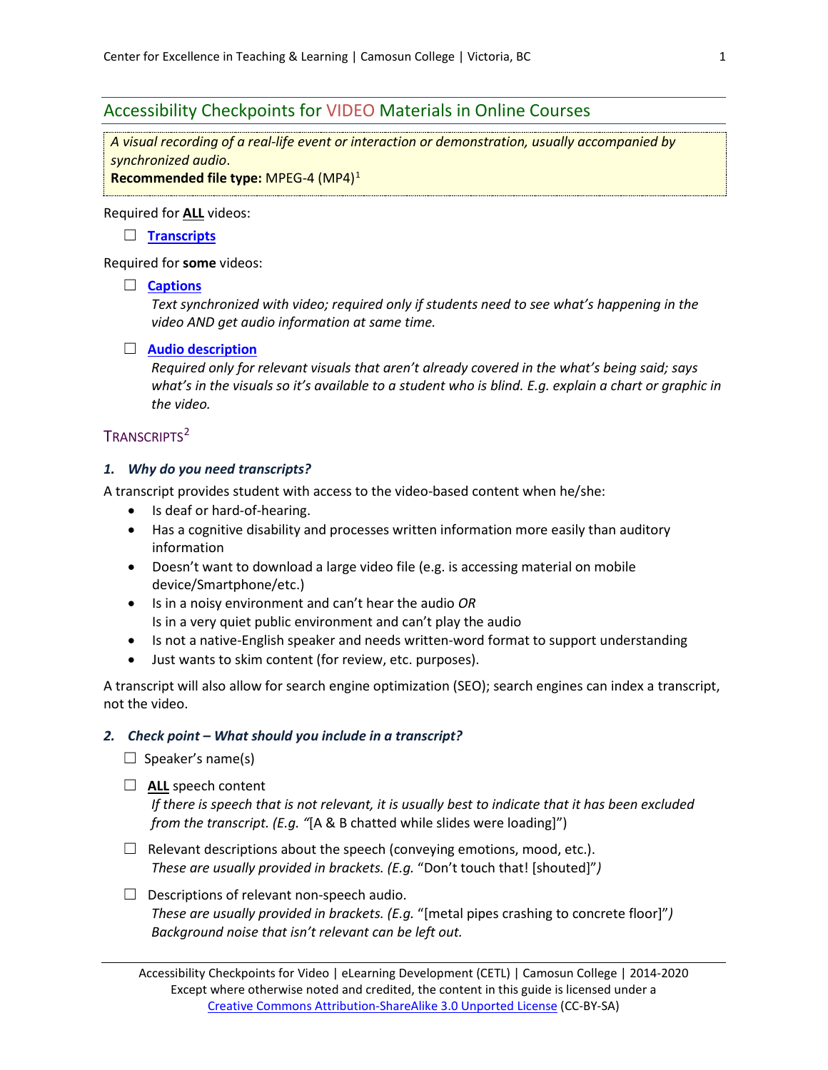# Accessibility Checkpoints for VIDEO Materials in Online Courses

*A visual recording of a real-life event or interaction or demonstration, usually accompanied by synchronized audio.*
**Recommended file type:** MPEG-4 (MP4)[1]

Required for **ALL** videos:

- ☐ **Transcripts**

Required for **some** videos:

- ☐ **Captions**
  *Text synchronized with video; required only if students need to see what's happening in the video AND get audio information at same time.*

- ☐ **Audio description**
  *Required only for relevant visuals that aren't already covered in the what's being said; says what's in the visuals so it's available to a student who is blind. E.g. explain a chart or graphic in the video.*

## TRANSCRIPTS[2]

### 1. Why do you need transcripts?

A transcript provides student with access to the video-based content when he/she:

- Is deaf or hard-of-hearing.
- Has a cognitive disability and processes written information more easily than auditory information
- Doesn't want to download a large video file (e.g. is accessing material on mobile device/Smartphone/etc.)
- Is in a noisy environment and can't hear the audio *OR*
  Is in a very quiet public environment and can't play the audio
- Is not a native-English speaker and needs written-word format to support understanding
- Just wants to skim content (for review, etc. purposes).

A transcript will also allow for search engine optimization (SEO); search engines can index a transcript, not the video.

### 2. Check point – What should you include in a transcript?

- ☐ Speaker's name(s)
- ☐ **ALL** speech content
  *If there is speech that is not relevant, it is usually best to indicate that it has been excluded from the transcript. (E.g. "*[A & B chatted while slides were loading]")
- ☐ Relevant descriptions about the speech (conveying emotions, mood, etc.).
  *These are usually provided in brackets. (E.g.* "Don't touch that! [shouted]"*)*
- ☐ Descriptions of relevant non-speech audio.
  *These are usually provided in brackets. (E.g.* "[metal pipes crashing to concrete floor]"*)*
  *Background noise that isn't relevant can be left out.*

Accessibility Checkpoints for Video | eLearning Development (CETL) | Camosun College | 2014-2020
Except where otherwise noted and credited, the content in this guide is licensed under a Creative Commons Attribution-ShareAlike 3.0 Unported License (CC-BY-SA)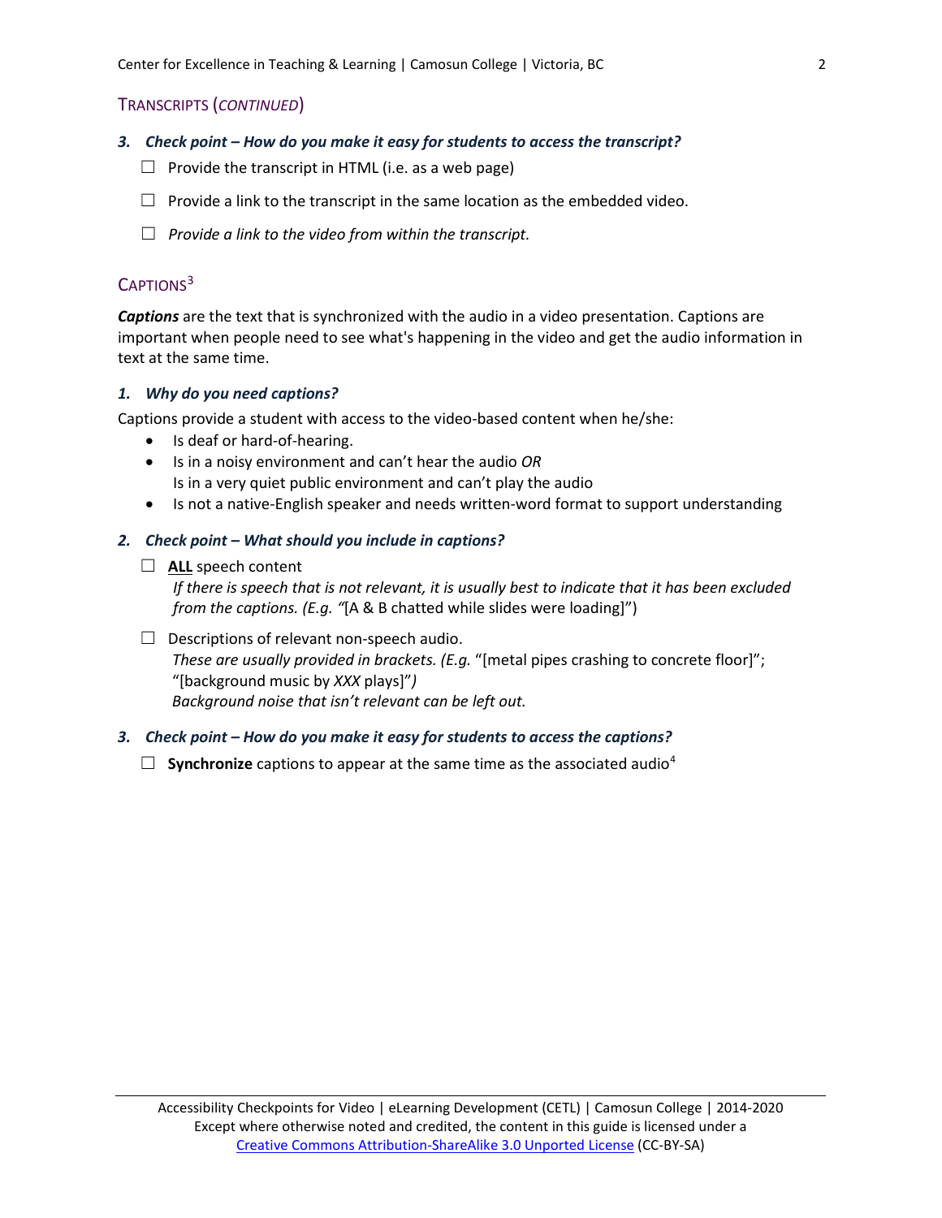## TRANSCRIPTS (*CONTINUED*)

***3. Check point – How do you make it easy for students to access the transcript?***

- ☐ Provide the transcript in HTML (i.e. as a web page)
- ☐ Provide a link to the transcript in the same location as the embedded video.
- ☐ *Provide a link to the video from within the transcript.*

## CAPTIONS[3]

***Captions*** are the text that is synchronized with the audio in a video presentation. Captions are important when people need to see what's happening in the video and get the audio information in text at the same time.

***1. Why do you need captions?***

Captions provide a student with access to the video-based content when he/she:

- Is deaf or hard-of-hearing.
- Is in a noisy environment and can't hear the audio *OR*
  Is in a very quiet public environment and can't play the audio
- Is not a native-English speaker and needs written-word format to support understanding

***2. Check point – What should you include in captions?***

- ☐ **ALL** speech content
  *If there is speech that is not relevant, it is usually best to indicate that it has been excluded from the captions. (E.g. "*[A & B chatted while slides were loading]")
- ☐ Descriptions of relevant non-speech audio.
  *These are usually provided in brackets. (E.g.* "[metal pipes crashing to concrete floor]"; "[background music by *XXX* plays]"*)*
  *Background noise that isn't relevant can be left out.*

***3. Check point – How do you make it easy for students to access the captions?***

- ☐ **Synchronize** captions to appear at the same time as the associated audio[4]

Accessibility Checkpoints for Video | eLearning Development (CETL) | Camosun College | 2014-2020
Except where otherwise noted and credited, the content in this guide is licensed under a [Creative Commons Attribution-ShareAlike 3.0 Unported License](https://creativecommons.org/licenses/by-sa/3.0/) (CC-BY-SA)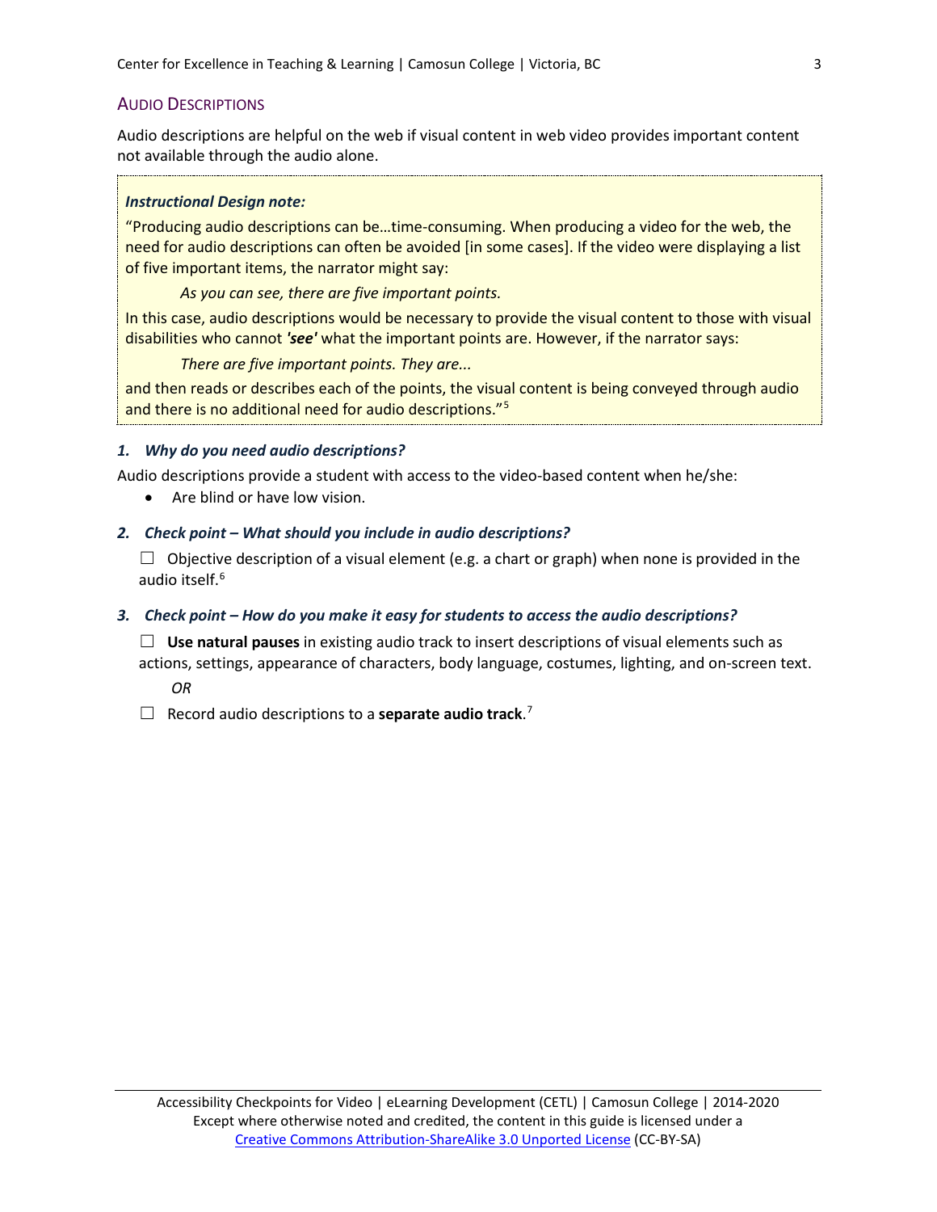## Audio Descriptions

Audio descriptions are helpful on the web if visual content in web video provides important content not available through the audio alone.

> ***Instructional Design note:***
>
> "Producing audio descriptions can be…time-consuming. When producing a video for the web, the need for audio descriptions can often be avoided [in some cases]. If the video were displaying a list of five important items, the narrator might say:
>
> *As you can see, there are five important points.*
>
> In this case, audio descriptions would be necessary to provide the visual content to those with visual disabilities who cannot ***'see'*** what the important points are. However, if the narrator says:
>
> *There are five important points. They are...*
>
> and then reads or describes each of the points, the visual content is being conveyed through audio and there is no additional need for audio descriptions."[5]

### *1. Why do you need audio descriptions?*

Audio descriptions provide a student with access to the video-based content when he/she:

- Are blind or have low vision.

### *2. Check point – What should you include in audio descriptions?*

☐ Objective description of a visual element (e.g. a chart or graph) when none is provided in the audio itself.[6]

### *3. Check point – How do you make it easy for students to access the audio descriptions?*

☐ **Use natural pauses** in existing audio track to insert descriptions of visual elements such as actions, settings, appearance of characters, body language, costumes, lighting, and on-screen text.

*OR*

☐ Record audio descriptions to a **separate audio track**.[7]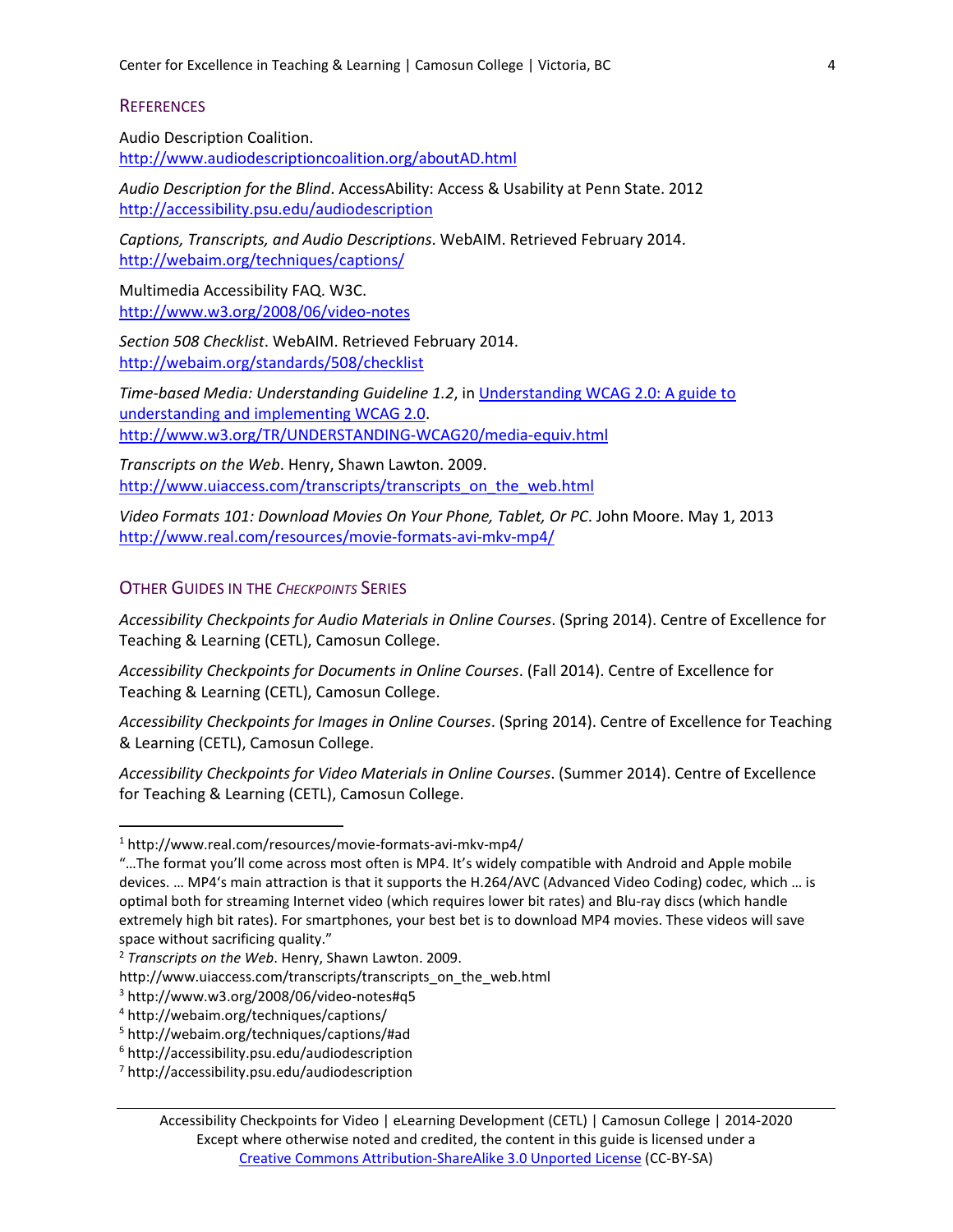## References

Audio Description Coalition.
http://www.audiodescriptioncoalition.org/aboutAD.html

*Audio Description for the Blind*. AccessAbility: Access & Usability at Penn State. 2012
http://accessibility.psu.edu/audiodescription

*Captions, Transcripts, and Audio Descriptions*. WebAIM. Retrieved February 2014.
http://webaim.org/techniques/captions/

Multimedia Accessibility FAQ. W3C.
http://www.w3.org/2008/06/video-notes

*Section 508 Checklist*. WebAIM. Retrieved February 2014.
http://webaim.org/standards/508/checklist

*Time-based Media: Understanding Guideline 1.2*, in Understanding WCAG 2.0: A guide to understanding and implementing WCAG 2.0.
http://www.w3.org/TR/UNDERSTANDING-WCAG20/media-equiv.html

*Transcripts on the Web*. Henry, Shawn Lawton. 2009.
http://www.uiaccess.com/transcripts/transcripts_on_the_web.html

*Video Formats 101: Download Movies On Your Phone, Tablet, Or PC*. John Moore. May 1, 2013
http://www.real.com/resources/movie-formats-avi-mkv-mp4/

## Other Guides in the *Checkpoints* Series

*Accessibility Checkpoints for Audio Materials in Online Courses*. (Spring 2014). Centre of Excellence for Teaching & Learning (CETL), Camosun College.

*Accessibility Checkpoints for Documents in Online Courses*. (Fall 2014). Centre of Excellence for Teaching & Learning (CETL), Camosun College.

*Accessibility Checkpoints for Images in Online Courses*. (Spring 2014). Centre of Excellence for Teaching & Learning (CETL), Camosun College.

*Accessibility Checkpoints for Video Materials in Online Courses*. (Summer 2014). Centre of Excellence for Teaching & Learning (CETL), Camosun College.

---

[1] http://www.real.com/resources/movie-formats-avi-mkv-mp4/
"…The format you'll come across most often is MP4. It's widely compatible with Android and Apple mobile devices. … MP4's main attraction is that it supports the H.264/AVC (Advanced Video Coding) codec, which … is optimal both for streaming Internet video (which requires lower bit rates) and Blu-ray discs (which handle extremely high bit rates). For smartphones, your best bet is to download MP4 movies. These videos will save space without sacrificing quality."

[2] *Transcripts on the Web*. Henry, Shawn Lawton. 2009.
http://www.uiaccess.com/transcripts/transcripts_on_the_web.html

[3] http://www.w3.org/2008/06/video-notes#q5

[4] http://webaim.org/techniques/captions/

[5] http://webaim.org/techniques/captions/#ad

[6] http://accessibility.psu.edu/audiodescription

[7] http://accessibility.psu.edu/audiodescription

Accessibility Checkpoints for Video | eLearning Development (CETL) | Camosun College | 2014-2020
Except where otherwise noted and credited, the content in this guide is licensed under a Creative Commons Attribution-ShareAlike 3.0 Unported License (CC-BY-SA)